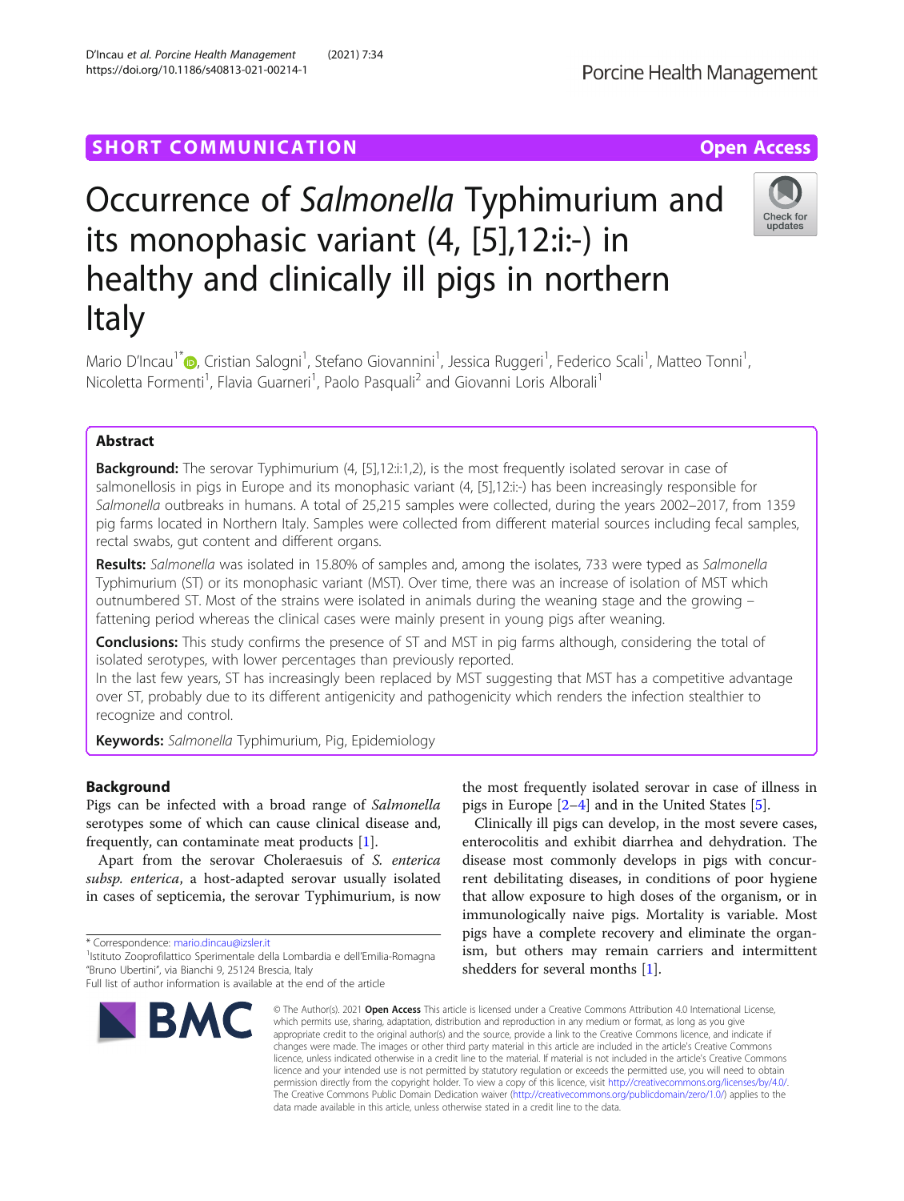SHORT COMMUNICATION

Open Access

# Occurrence of *Salmonella* Typhimurium and its monophasic variant (4, [5],12:i:-) in healthy and clinically ill pigs in northern Italy

Mario D'Incau[1*], Cristian Salogni[1], Stefano Giovannini[1], Jessica Ruggeri[1], Federico Scali[1], Matteo Tonni[1], Nicoletta Formenti[1], Flavia Guarneri[1], Paolo Pasquali[2] and Giovanni Loris Alborali[1]

## Abstract

**Background:** The serovar Typhimurium (4, [5],12:i:1,2), is the most frequently isolated serovar in case of salmonellosis in pigs in Europe and its monophasic variant (4, [5],12:i:-) has been increasingly responsible for *Salmonella* outbreaks in humans. A total of 25,215 samples were collected, during the years 2002–2017, from 1359 pig farms located in Northern Italy. Samples were collected from different material sources including fecal samples, rectal swabs, gut content and different organs.

**Results:** *Salmonella* was isolated in 15.80% of samples and, among the isolates, 733 were typed as *Salmonella* Typhimurium (ST) or its monophasic variant (MST). Over time, there was an increase of isolation of MST which outnumbered ST. Most of the strains were isolated in animals during the weaning stage and the growing – fattening period whereas the clinical cases were mainly present in young pigs after weaning.

**Conclusions:** This study confirms the presence of ST and MST in pig farms although, considering the total of isolated serotypes, with lower percentages than previously reported.

In the last few years, ST has increasingly been replaced by MST suggesting that MST has a competitive advantage over ST, probably due to its different antigenicity and pathogenicity which renders the infection stealthier to recognize and control.

**Keywords:** *Salmonella* Typhimurium, Pig, Epidemiology

## Background

Pigs can be infected with a broad range of *Salmonella* serotypes some of which can cause clinical disease and, frequently, can contaminate meat products [1].

Apart from the serovar Choleraesuis of *S. enterica subsp. enterica*, a host-adapted serovar usually isolated in cases of septicemia, the serovar Typhimurium, is now the most frequently isolated serovar in case of illness in pigs in Europe [2–4] and in the United States [5].

Clinically ill pigs can develop, in the most severe cases, enterocolitis and exhibit diarrhea and dehydration. The disease most commonly develops in pigs with concurrent debilitating diseases, in conditions of poor hygiene that allow exposure to high doses of the organism, or in immunologically naive pigs. Mortality is variable. Most pigs have a complete recovery and eliminate the organism, but others may remain carriers and intermittent shedders for several months [1].

\* Correspondence: mario.dincau@izsler.it

[1]Istituto Zooprofilattico Sperimentale della Lombardia e dell'Emilia-Romagna "Bruno Ubertini", via Bianchi 9, 25124 Brescia, Italy

Full list of author information is available at the end of the article

© The Author(s). 2021 **Open Access** This article is licensed under a Creative Commons Attribution 4.0 International License, which permits use, sharing, adaptation, distribution and reproduction in any medium or format, as long as you give appropriate credit to the original author(s) and the source, provide a link to the Creative Commons licence, and indicate if changes were made. The images or other third party material in this article are included in the article's Creative Commons licence, unless indicated otherwise in a credit line to the material. If material is not included in the article's Creative Commons licence and your intended use is not permitted by statutory regulation or exceeds the permitted use, you will need to obtain permission directly from the copyright holder. To view a copy of this licence, visit http://creativecommons.org/licenses/by/4.0/. The Creative Commons Public Domain Dedication waiver (http://creativecommons.org/publicdomain/zero/1.0/) applies to the data made available in this article, unless otherwise stated in a credit line to the data.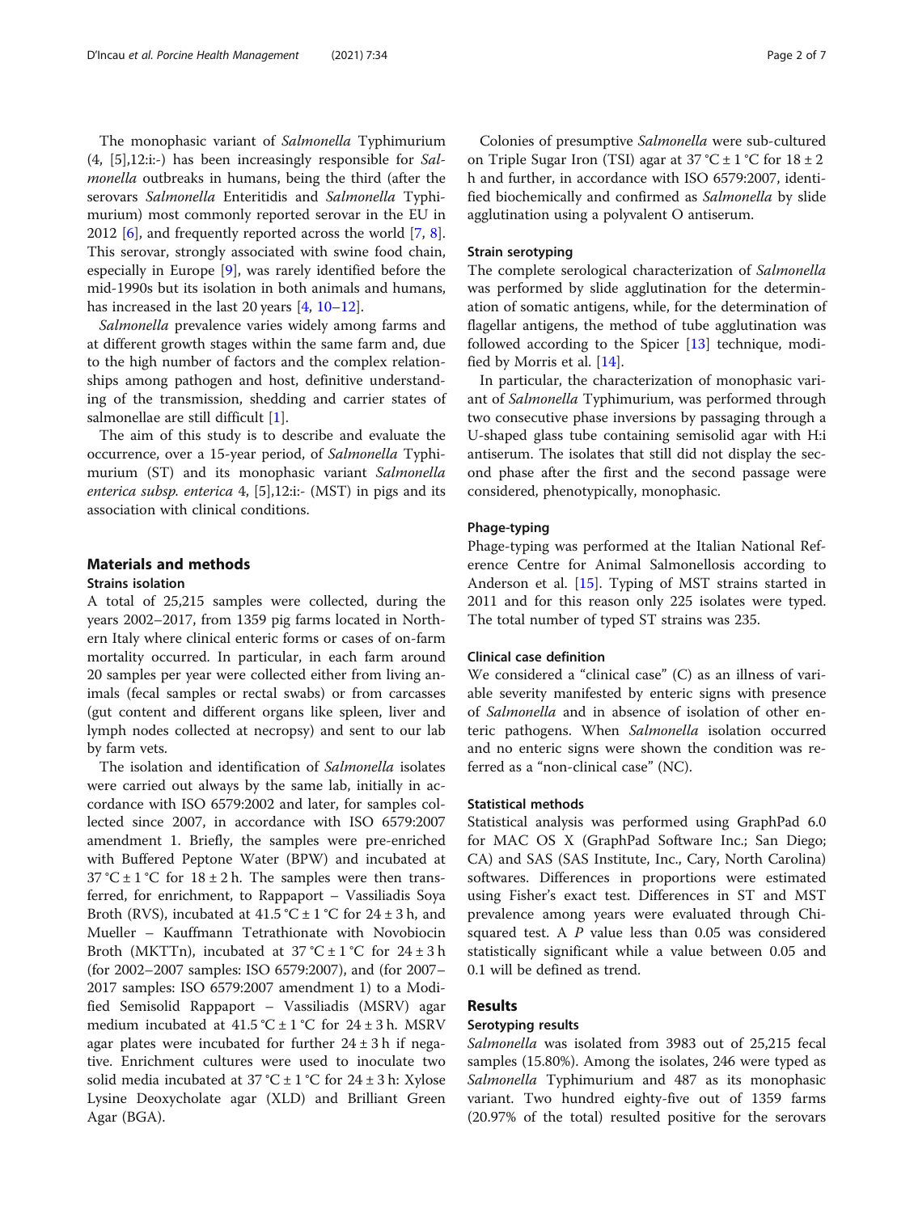The monophasic variant of *Salmonella* Typhimurium (4, [5],12:i:-) has been increasingly responsible for *Salmonella* outbreaks in humans, being the third (after the serovars *Salmonella* Enteritidis and *Salmonella* Typhimurium) most commonly reported serovar in the EU in 2012 [6], and frequently reported across the world [7, 8]. This serovar, strongly associated with swine food chain, especially in Europe [9], was rarely identified before the mid-1990s but its isolation in both animals and humans, has increased in the last 20 years [4, 10–12].

*Salmonella* prevalence varies widely among farms and at different growth stages within the same farm and, due to the high number of factors and the complex relationships among pathogen and host, definitive understanding of the transmission, shedding and carrier states of salmonellae are still difficult [1].

The aim of this study is to describe and evaluate the occurrence, over a 15-year period, of *Salmonella* Typhimurium (ST) and its monophasic variant *Salmonella enterica subsp. enterica* 4, [5],12:i:- (MST) in pigs and its association with clinical conditions.

## Materials and methods

### Strains isolation

A total of 25,215 samples were collected, during the years 2002–2017, from 1359 pig farms located in Northern Italy where clinical enteric forms or cases of on-farm mortality occurred. In particular, in each farm around 20 samples per year were collected either from living animals (fecal samples or rectal swabs) or from carcasses (gut content and different organs like spleen, liver and lymph nodes collected at necropsy) and sent to our lab by farm vets.

The isolation and identification of *Salmonella* isolates were carried out always by the same lab, initially in accordance with ISO 6579:2002 and later, for samples collected since 2007, in accordance with ISO 6579:2007 amendment 1. Briefly, the samples were pre-enriched with Buffered Peptone Water (BPW) and incubated at 37 °C ± 1 °C for 18 ± 2 h. The samples were then transferred, for enrichment, to Rappaport – Vassiliadis Soya Broth (RVS), incubated at 41.5 °C ± 1 °C for 24 ± 3 h, and Mueller – Kauffmann Tetrathionate with Novobiocin Broth (MKTTn), incubated at 37 °C ± 1 °C for 24 ± 3 h (for 2002–2007 samples: ISO 6579:2007), and (for 2007–2017 samples: ISO 6579:2007 amendment 1) to a Modified Semisolid Rappaport – Vassiliadis (MSRV) agar medium incubated at 41.5 °C ± 1 °C for 24 ± 3 h. MSRV agar plates were incubated for further 24 ± 3 h if negative. Enrichment cultures were used to inoculate two solid media incubated at 37 °C ± 1 °C for 24 ± 3 h: Xylose Lysine Deoxycholate agar (XLD) and Brilliant Green Agar (BGA).

Colonies of presumptive *Salmonella* were sub-cultured on Triple Sugar Iron (TSI) agar at 37 °C ± 1 °C for 18 ± 2 h and further, in accordance with ISO 6579:2007, identified biochemically and confirmed as *Salmonella* by slide agglutination using a polyvalent O antiserum.

### Strain serotyping

The complete serological characterization of *Salmonella* was performed by slide agglutination for the determination of somatic antigens, while, for the determination of flagellar antigens, the method of tube agglutination was followed according to the Spicer [13] technique, modified by Morris et al. [14].

In particular, the characterization of monophasic variant of *Salmonella* Typhimurium, was performed through two consecutive phase inversions by passaging through a U-shaped glass tube containing semisolid agar with H:i antiserum. The isolates that still did not display the second phase after the first and the second passage were considered, phenotypically, monophasic.

### Phage-typing

Phage-typing was performed at the Italian National Reference Centre for Animal Salmonellosis according to Anderson et al. [15]. Typing of MST strains started in 2011 and for this reason only 225 isolates were typed. The total number of typed ST strains was 235.

### Clinical case definition

We considered a "clinical case" (C) as an illness of variable severity manifested by enteric signs with presence of *Salmonella* and in absence of isolation of other enteric pathogens. When *Salmonella* isolation occurred and no enteric signs were shown the condition was referred as a "non-clinical case" (NC).

### Statistical methods

Statistical analysis was performed using GraphPad 6.0 for MAC OS X (GraphPad Software Inc.; San Diego; CA) and SAS (SAS Institute, Inc., Cary, North Carolina) softwares. Differences in proportions were estimated using Fisher's exact test. Differences in ST and MST prevalence among years were evaluated through Chi-squared test. A $P$ value less than 0.05 was considered statistically significant while a value between 0.05 and 0.1 will be defined as trend.

## Results

### Serotyping results

*Salmonella* was isolated from 3983 out of 25,215 fecal samples (15.80%). Among the isolates, 246 were typed as *Salmonella* Typhimurium and 487 as its monophasic variant. Two hundred eighty-five out of 1359 farms (20.97% of the total) resulted positive for the serovars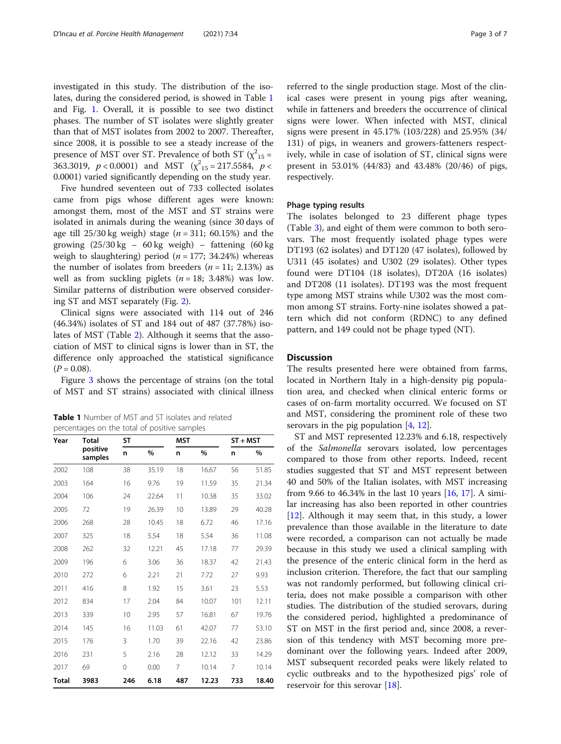investigated in this study. The distribution of the isolates, during the considered period, is showed in Table 1 and Fig. 1. Overall, it is possible to see two distinct phases. The number of ST isolates were slightly greater than that of MST isolates from 2002 to 2007. Thereafter, since 2008, it is possible to see a steady increase of the presence of MST over ST. Prevalence of both ST ($\chi^2_{15}$ = 363.3019, $p < 0.0001$) and MST ($\chi^2_{15}$ = 217.5584, $p < 0.0001$) varied significantly depending on the study year.

Five hundred seventeen out of 733 collected isolates came from pigs whose different ages were known: amongst them, most of the MST and ST strains were isolated in animals during the weaning (since 30 days of age till 25/30 kg weigh) stage ($n$ = 311; 60.15%) and the growing (25/30 kg – 60 kg weigh) – fattening (60 kg weigh to slaughtering) period ($n$ = 177; 34.24%) whereas the number of isolates from breeders ($n$ = 11; 2.13%) as well as from suckling piglets ($n$ = 18; 3.48%) was low. Similar patterns of distribution were observed considering ST and MST separately (Fig. 2).

Clinical signs were associated with 114 out of 246 (46.34%) isolates of ST and 184 out of 487 (37.78%) isolates of MST (Table 2). Although it seems that the association of MST to clinical signs is lower than in ST, the difference only approached the statistical significance ($P$ = 0.08).

Figure 3 shows the percentage of strains (on the total of MST and ST strains) associated with clinical illness referred to the single production stage. Most of the clinical cases were present in young pigs after weaning, while in fatteners and breeders the occurrence of clinical signs were lower. When infected with MST, clinical signs were present in 45.17% (103/228) and 25.95% (34/131) of pigs, in weaners and growers-fatteners respectively, while in case of isolation of ST, clinical signs were present in 53.01% (44/83) and 43.48% (20/46) of pigs, respectively.

**Table 1** Number of MST and ST isolates and related percentages on the total of positive samples

| Year | Total positive samples | ST | | MST | | ST + MST | |
|---|---|---|---|---|---|---|---|
| | | n | % | n | % | n | % |
| 2002 | 108 | 38 | 35.19 | 18 | 16.67 | 56 | 51.85 |
| 2003 | 164 | 16 | 9.76 | 19 | 11.59 | 35 | 21.34 |
| 2004 | 106 | 24 | 22.64 | 11 | 10.38 | 35 | 33.02 |
| 2005 | 72 | 19 | 26.39 | 10 | 13.89 | 29 | 40.28 |
| 2006 | 268 | 28 | 10.45 | 18 | 6.72 | 46 | 17.16 |
| 2007 | 325 | 18 | 5.54 | 18 | 5.54 | 36 | 11.08 |
| 2008 | 262 | 32 | 12.21 | 45 | 17.18 | 77 | 29.39 |
| 2009 | 196 | 6 | 3.06 | 36 | 18.37 | 42 | 21.43 |
| 2010 | 272 | 6 | 2.21 | 21 | 7.72 | 27 | 9.93 |
| 2011 | 416 | 8 | 1.92 | 15 | 3.61 | 23 | 5.53 |
| 2012 | 834 | 17 | 2.04 | 84 | 10.07 | 101 | 12.11 |
| 2013 | 339 | 10 | 2.95 | 57 | 16.81 | 67 | 19.76 |
| 2014 | 145 | 16 | 11.03 | 61 | 42.07 | 77 | 53.10 |
| 2015 | 176 | 3 | 1.70 | 39 | 22.16 | 42 | 23.86 |
| 2016 | 231 | 5 | 2.16 | 28 | 12.12 | 33 | 14.29 |
| 2017 | 69 | 0 | 0.00 | 7 | 10.14 | 7 | 10.14 |
| **Total** | **3983** | **246** | **6.18** | **487** | **12.23** | **733** | **18.40** |

### Phage typing results

The isolates belonged to 23 different phage types (Table 3), and eight of them were common to both serovars. The most frequently isolated phage types were DT193 (62 isolates) and DT120 (47 isolates), followed by U311 (45 isolates) and U302 (29 isolates). Other types found were DT104 (18 isolates), DT20A (16 isolates) and DT208 (11 isolates). DT193 was the most frequent type among MST strains while U302 was the most common among ST strains. Forty-nine isolates showed a pattern which did not conform (RDNC) to any defined pattern, and 149 could not be phage typed (NT).

## Discussion

The results presented here were obtained from farms, located in Northern Italy in a high-density pig population area, and checked when clinical enteric forms or cases of on-farm mortality occurred. We focused on ST and MST, considering the prominent role of these two serovars in the pig population [4, 12].

ST and MST represented 12.23% and 6.18, respectively of the *Salmonella* serovars isolated, low percentages compared to those from other reports. Indeed, recent studies suggested that ST and MST represent between 40 and 50% of the Italian isolates, with MST increasing from 9.66 to 46.34% in the last 10 years [16, 17]. A similar increasing has also been reported in other countries [12]. Although it may seem that, in this study, a lower prevalence than those available in the literature to date were recorded, a comparison can not actually be made because in this study we used a clinical sampling with the presence of the enteric clinical form in the herd as inclusion criterion. Therefore, the fact that our sampling was not randomly performed, but following clinical criteria, does not make possible a comparison with other studies. The distribution of the studied serovars, during the considered period, highlighted a predominance of ST on MST in the first period and, since 2008, a reversion of this tendency with MST becoming more predominant over the following years. Indeed after 2009, MST subsequent recorded peaks were likely related to cyclic outbreaks and to the hypothesized pigs' role of reservoir for this serovar [18].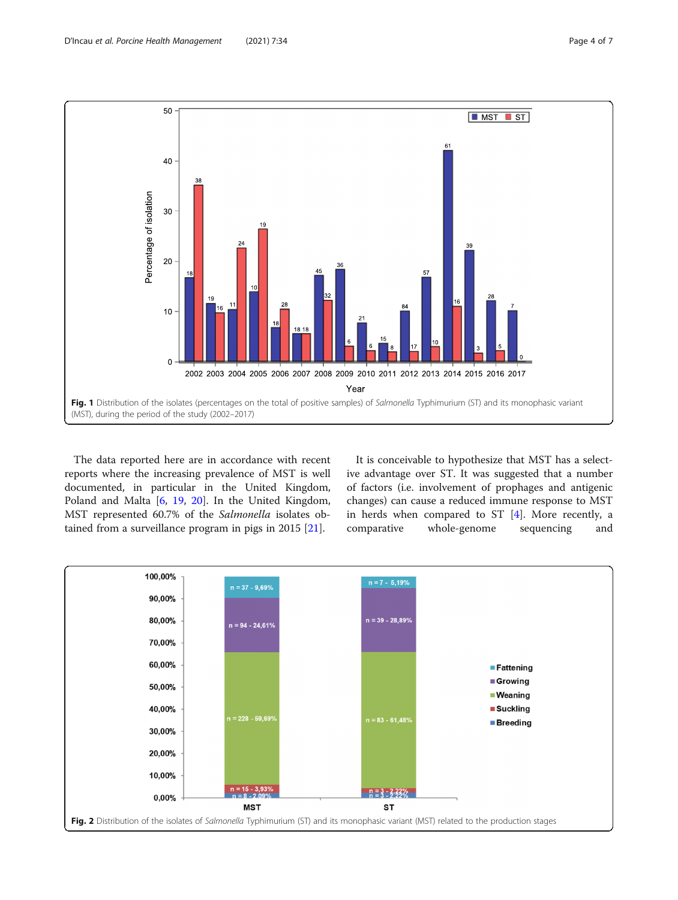Fig. 1 Distribution of the isolates (percentages on the total of positive samples) of *Salmonella* Typhimurium (ST) and its monophasic variant (MST), during the period of the study (2002–2017)

The data reported here are in accordance with recent reports where the increasing prevalence of MST is well documented, in particular in the United Kingdom, Poland and Malta [6, 19, 20]. In the United Kingdom, MST represented 60.7% of the *Salmonella* isolates obtained from a surveillance program in pigs in 2015 [21].

It is conceivable to hypothesize that MST has a selective advantage over ST. It was suggested that a number of factors (i.e. involvement of prophages and antigenic changes) can cause a reduced immune response to MST in herds when compared to ST [4]. More recently, a comparative whole-genome sequencing and

Fig. 2 Distribution of the isolates of *Salmonella* Typhimurium (ST) and its monophasic variant (MST) related to the production stages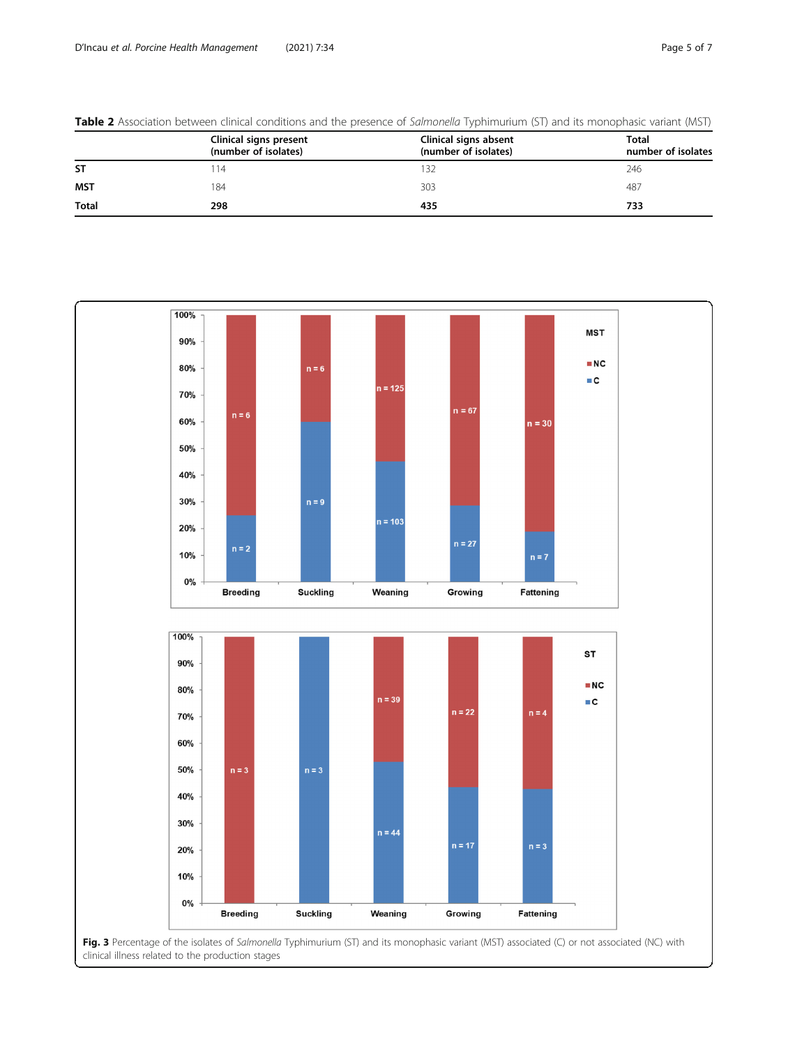**Table 2** Association between clinical conditions and the presence of *Salmonella* Typhimurium (ST) and its monophasic variant (MST)

| | Clinical signs present (number of isolates) | Clinical signs absent (number of isolates) | Total number of isolates |
|---|---|---|---|
| **ST** | 114 | 132 | 246 |
| **MST** | 184 | 303 | 487 |
| **Total** | **298** | **435** | **733** |

**Fig. 3** Percentage of the isolates of *Salmonella* Typhimurium (ST) and its monophasic variant (MST) associated (C) or not associated (NC) with clinical illness related to the production stages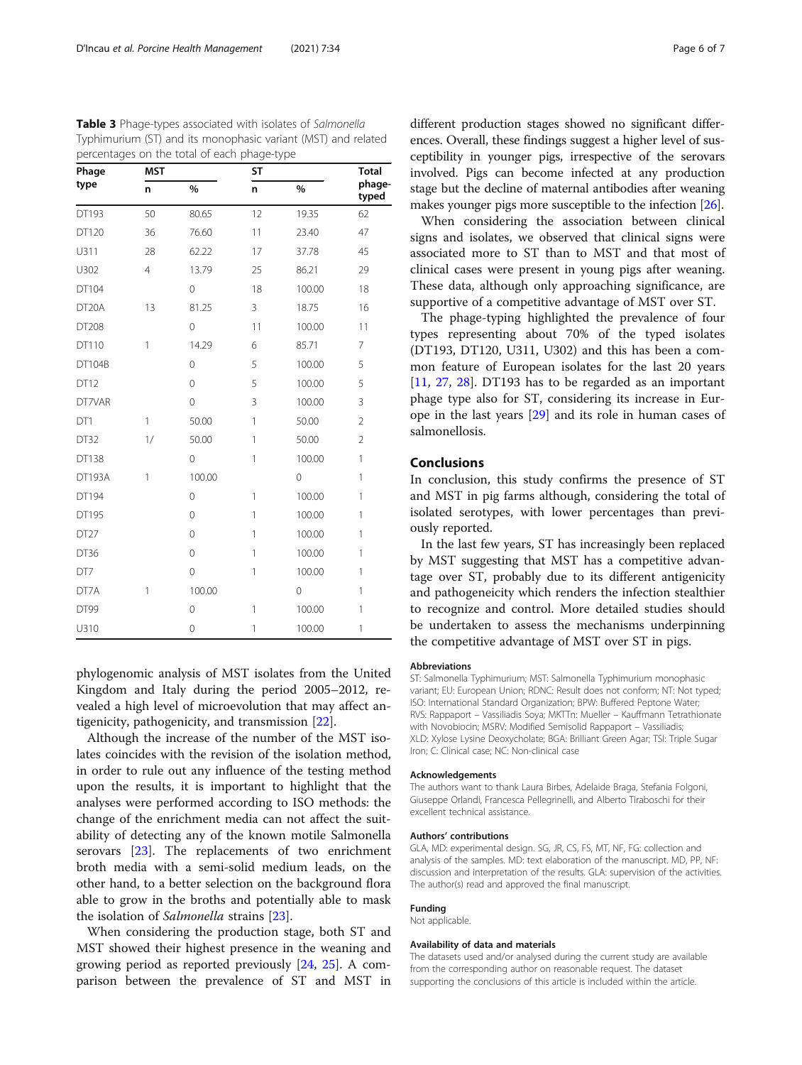**Table 3** Phage-types associated with isolates of *Salmonella* Typhimurium (ST) and its monophasic variant (MST) and related percentages on the total of each phage-type

| Phage type | MST | | ST | | Total phage-typed |
|---|---|---|---|---|---|
| | n | % | n | % | |
| DT193 | 50 | 80.65 | 12 | 19.35 | 62 |
| DT120 | 36 | 76.60 | 11 | 23.40 | 47 |
| U311 | 28 | 62.22 | 17 | 37.78 | 45 |
| U302 | 4 | 13.79 | 25 | 86.21 | 29 |
| DT104 | | 0 | 18 | 100.00 | 18 |
| DT20A | 13 | 81.25 | 3 | 18.75 | 16 |
| DT208 | | 0 | 11 | 100.00 | 11 |
| DT110 | 1 | 14.29 | 6 | 85.71 | 7 |
| DT104B | | 0 | 5 | 100.00 | 5 |
| DT12 | | 0 | 5 | 100.00 | 5 |
| DT7VAR | | 0 | 3 | 100.00 | 3 |
| DT1 | 1 | 50.00 | 1 | 50.00 | 2 |
| DT32 | 1/ | 50.00 | 1 | 50.00 | 2 |
| DT138 | | 0 | 1 | 100.00 | 1 |
| DT193A | 1 | 100.00 | | 0 | 1 |
| DT194 | | 0 | 1 | 100.00 | 1 |
| DT195 | | 0 | 1 | 100.00 | 1 |
| DT27 | | 0 | 1 | 100.00 | 1 |
| DT36 | | 0 | 1 | 100.00 | 1 |
| DT7 | | 0 | 1 | 100.00 | 1 |
| DT7A | 1 | 100.00 | | 0 | 1 |
| DT99 | | 0 | 1 | 100.00 | 1 |
| U310 | | 0 | 1 | 100.00 | 1 |

phylogenomic analysis of MST isolates from the United Kingdom and Italy during the period 2005–2012, revealed a high level of microevolution that may affect antigenicity, pathogenicity, and transmission [22].

Although the increase of the number of the MST isolates coincides with the revision of the isolation method, in order to rule out any influence of the testing method upon the results, it is important to highlight that the analyses were performed according to ISO methods: the change of the enrichment media can not affect the suitability of detecting any of the known motile Salmonella serovars [23]. The replacements of two enrichment broth media with a semi-solid medium leads, on the other hand, to a better selection on the background flora able to grow in the broths and potentially able to mask the isolation of *Salmonella* strains [23].

When considering the production stage, both ST and MST showed their highest presence in the weaning and growing period as reported previously [24, 25]. A comparison between the prevalence of ST and MST in different production stages showed no significant differences. Overall, these findings suggest a higher level of susceptibility in younger pigs, irrespective of the serovars involved. Pigs can become infected at any production stage but the decline of maternal antibodies after weaning makes younger pigs more susceptible to the infection [26].

When considering the association between clinical signs and isolates, we observed that clinical signs were associated more to ST than to MST and that most of clinical cases were present in young pigs after weaning. These data, although only approaching significance, are supportive of a competitive advantage of MST over ST.

The phage-typing highlighted the prevalence of four types representing about 70% of the typed isolates (DT193, DT120, U311, U302) and this has been a common feature of European isolates for the last 20 years [11, 27, 28]. DT193 has to be regarded as an important phage type also for ST, considering its increase in Europe in the last years [29] and its role in human cases of salmonellosis.

## Conclusions

In conclusion, this study confirms the presence of ST and MST in pig farms although, considering the total of isolated serotypes, with lower percentages than previously reported.

In the last few years, ST has increasingly been replaced by MST suggesting that MST has a competitive advantage over ST, probably due to its different antigenicity and pathogeneicity which renders the infection stealthier to recognize and control. More detailed studies should be undertaken to assess the mechanisms underpinning the competitive advantage of MST over ST in pigs.

### Abbreviations

ST: Salmonella Typhimurium; MST: Salmonella Typhimurium monophasic variant; EU: European Union; RDNC: Result does not conform; NT: Not typed; ISO: International Standard Organization; BPW: Buffered Peptone Water; RVS: Rappaport – Vassiliadis Soya; MKTTn: Mueller – Kauffmann Tetrathionate with Novobiocin; MSRV: Modified Semisolid Rappaport – Vassiliadis; XLD: Xylose Lysine Deoxycholate; BGA: Brilliant Green Agar; TSI: Triple Sugar Iron; C: Clinical case; NC: Non-clinical case

### Acknowledgements

The authors want to thank Laura Birbes, Adelaide Braga, Stefania Folgoni, Giuseppe Orlandi, Francesca Pellegrinelli, and Alberto Tiraboschi for their excellent technical assistance.

### Authors' contributions

GLA, MD: experimental design. SG, JR, CS, FS, MT, NF, FG: collection and analysis of the samples. MD: text elaboration of the manuscript. MD, PP, NF: discussion and interpretation of the results. GLA: supervision of the activities. The author(s) read and approved the final manuscript.

### Funding

Not applicable.

### Availability of data and materials

The datasets used and/or analysed during the current study are available from the corresponding author on reasonable request. The dataset supporting the conclusions of this article is included within the article.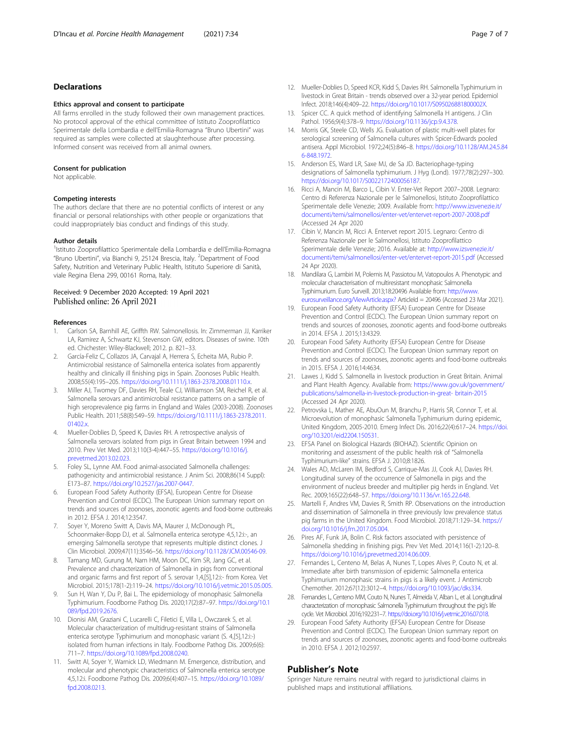## Declarations

### Ethics approval and consent to participate

All farms enrolled in the study followed their own management practices. No protocol approval of the ethical committee of Istituto Zooprofilattico Sperimentale della Lombardia e dell'Emilia-Romagna "Bruno Ubertini" was required as samples were collected at slaughterhouse after processing. Informed consent was received from all animal owners.

### Consent for publication

Not applicable.

### Competing interests

The authors declare that there are no potential conflicts of interest or any financial or personal relationships with other people or organizations that could inappropriately bias conduct and findings of this study.

### Author details

[1]Istituto Zooprofilattico Sperimentale della Lombardia e dell'Emilia-Romagna "Bruno Ubertini", via Bianchi 9, 25124 Brescia, Italy. [2]Department of Food Safety, Nutrition and Veterinary Public Health, Istituto Superiore di Sanità, viale Regina Elena 299, 00161 Roma, Italy.

Received: 9 December 2020 Accepted: 19 April 2021
Published online: 26 April 2021

### References

1. Carlson SA, Barnhill AE, Griffth RW. Salmonellosis. In: Zimmerman JJ, Karriker LA, Ramirez A, Schwartz KJ, Stevenson GW, editors. Diseases of swine. 10th ed. Chichester: Wiley-Blackwell; 2012. p. 821–33.
2. García-Feliz C, Collazos JA, Carvajal A, Herrera S, Echeita MA, Rubio P. Antimicrobial resistance of Salmonella enterica isolates from apparently healthy and clinically ill finishing pigs in Spain. Zoonoses Public Health. 2008;55(4):195–205. https://doi.org/10.1111/j.1863-2378.2008.01110.x.
3. Miller AJ, Twomey DF, Davies RH, Teale CJ, Williamson SM, Reichel R, et al. Salmonella serovars and antimicrobial resistance patterns on a sample of high seroprevalence pig farms in England and Wales (2003-2008). Zoonoses Public Health. 2011;58(8):549–59. https://doi.org/10.1111/j.1863-2378.2011.01402.x.
4. Mueller-Doblies D, Speed K, Davies RH. A retrospective analysis of Salmonella serovars isolated from pigs in Great Britain between 1994 and 2010. Prev Vet Med. 2013;110(3-4):447–55. https://doi.org/10.1016/j.prevetmed.2013.02.023.
5. Foley SL, Lynne AM. Food animal-associated Salmonella challenges: pathogenicity and antimicrobial resistance. J Anim Sci. 2008;86(14 Suppl): E173–87. https://doi.org/10.2527/jas.2007-0447.
6. European Food Safety Authority (EFSA), European Centre for Disease Prevention and Control (ECDC). The European Union summary report on trends and sources of zoonoses, zoonotic agents and food-borne outbreaks in 2012. EFSA J. 2014;12:3547.
7. Soyer Y, Moreno Switt A, Davis MA, Maurer J, McDonough PL, Schoonmaker-Bopp DJ, et al. Salmonella enterica serotype 4,5,12:i:-, an emerging Salmonella serotype that represents multiple distinct clones. J Clin Microbiol. 2009;47(11):3546–56. https://doi.org/10.1128/JCM.00546-09.
8. Tamang MD, Gurung M, Nam HM, Moon DC, Kim SR, Jang GC, et al. Prevalence and characterization of Salmonella in pigs from conventional and organic farms and first report of S. serovar 1,4,[5],12:i:- from Korea. Vet Microbiol. 2015;178(1-2):119–24. https://doi.org/10.1016/j.vetmic.2015.05.005.
9. Sun H, Wan Y, Du P, Bai L. The epidemiology of monophasic Salmonella Typhimurium. Foodborne Pathog Dis. 2020;17(2):87–97. https://doi.org/10.1089/fpd.2019.2676.
10. Dionisi AM, Graziani C, Lucarelli C, Filetici E, Villa L, Owczarek S, et al. Molecular characterization of multidrug-resistant strains of Salmonella enterica serotype Typhimurium and monophasic variant (S. 4,[5],12:i:-) isolated from human infections in Italy. Foodborne Pathog Dis. 2009;6(6): 711–7. https://doi.org/10.1089/fpd.2008.0240.
11. Switt AI, Soyer Y, Warnick LD, Wiedmann M. Emergence, distribution, and molecular and phenotypic characteristics of Salmonella enterica serotype 4,5,12:i:. Foodborne Pathog Dis. 2009;6(4):407–15. https://doi.org/10.1089/fpd.2008.0213.
12. Mueller-Doblies D, Speed KCR, Kidd S, Davies RH. Salmonella Typhimurium in livestock in Great Britain - trends observed over a 32-year period. Epidemiol Infect. 2018;146(4):409–22. https://doi.org/10.1017/S095026881800002X.
13. Spicer CC. A quick method of identifying Salmonella H antigens. J Clin Pathol. 1956;9(4):378–9. https://doi.org/10.1136/jcp.9.4.378.
14. Morris GK, Steele CD, Wells JG. Evaluation of plastic multi-well plates for serological screening of Salmonella cultures with Spicer-Edwards pooled antisera. Appl Microbiol. 1972;24(5):846–8. https://doi.org/10.1128/AM.24.5.846-848.1972.
15. Anderson ES, Ward LR, Saxe MJ, de Sa JD. Bacteriophage-typing designations of Salmonella typhimurium. J Hyg (Lond). 1977;78(2):297–300. https://doi.org/10.1017/S0022172400056187.
16. Ricci A, Mancin M, Barco L, Cibin V. Enter-Vet Report 2007–2008. Legnaro: Centro di Referenza Nazionale per le Salmonellosi, Istituto Zooprofilattico Sperimentale delle Venezie; 2009. Available from: http://www.izsvenezie.it/documenti/temi/salmonellosi/enter-vet/entervet-report-2007-2008.pdf (Accessed 24 Apr 2020
17. Cibin V, Mancin M, Ricci A. Entervet report 2015. Legnaro: Centro di Referenza Nazionale per le Salmonellosi, Istituto Zooprofilattico Sperimentale delle Venezie; 2016. Available at: http://www.izsvenezie.it/documenti/temi/salmonellosi/enter-vet/entervet-report-2015.pdf (Accessed 24 Apr 2020).
18. Mandilara G, Lambiri M, Polemis M, Passiotou M, Vatopoulos A. Phenotypic and molecular characterisation of multiresistant monophasic Salmonella Typhimurium. Euro Surveill. 2013;18:20496 Available from: http://www.eurosurveillance.org/ViewArticle.aspx? ArticleId = 20496 (Accessed 23 Mar 2021).
19. European Food Safety Authority (EFSA) European Centre for Disease Prevention and Control (ECDC). The European Union summary report on trends and sources of zoonoses, zoonotic agents and food-borne outbreaks in 2014. EFSA J. 2015;13:4329.
20. European Food Safety Authority (EFSA) European Centre for Disease Prevention and Control (ECDC). The European Union summary report on trends and sources of zoonoses, zoonotic agents and food-borne outbreaks in 2015. EFSA J. 2016;14:4634.
21. Lawes J, Kidd S. Salmonella in livestock production in Great Britain. Animal and Plant Health Agency. Available from: https://www.gov.uk/government/publications/salmonella-in-livestock-production-in-great- britain-2015 (Accessed 24 Apr 2020).
22. Petrovska L, Mather AE, AbuOun M, Branchu P, Harris SR, Connor T, et al. Microevolution of monophasic Salmonella Typhimurium during epidemic, United Kingdom, 2005-2010. Emerg Infect Dis. 2016;22(4):617–24. https://doi.org/10.3201/eid2204.150531.
23. EFSA Panel on Biological Hazards (BIOHAZ). Scientific Opinion on monitoring and assessment of the public health risk of "Salmonella Typhimurium-like" strains. EFSA J. 2010;8:1826.
24. Wales AD, McLaren IM, Bedford S, Carrique-Mas JJ, Cook AJ, Davies RH. Longitudinal survey of the occurrence of Salmonella in pigs and the environment of nucleus breeder and multiplier pig herds in England. Vet Rec. 2009;165(22):648–57. https://doi.org/10.1136/vr.165.22.648.
25. Martelli F, Andres VM, Davies R, Smith RP. Observations on the introduction and dissemination of Salmonella in three previously low prevalence status pig farms in the United Kingdom. Food Microbiol. 2018;71:129–34. https://doi.org/10.1016/j.fm.2017.05.004.
26. Pires AF, Funk JA, Bolin C. Risk factors associated with persistence of Salmonella shedding in finishing pigs. Prev Vet Med. 2014;116(1-2):120–8. https://doi.org/10.1016/j.prevetmed.2014.06.009.
27. Fernandes L, Centeno M, Belas A, Nunes T, Lopes Alves P, Couto N, et al. Immediate after birth transmission of epidemic Salmonella enterica Typhimurium monophasic strains in pigs is a likely event. J Antimicrob Chemother. 2012;67(12):3012–4. https://doi.org/10.1093/jac/dks334.
28. Fernandes L, Centeno MM, Couto N, Nunes T, Almeida V, Alban L, et al. Longitudinal characterization of monophasic Salmonella Typhimurium throughout the pig's life cycle. Vet Microbiol. 2016;192:231–7. https://doi.org/10.1016/j.vetmic.2016.07.018.
29. European Food Safety Authority (EFSA) European Centre for Disease Prevention and Control (ECDC). The European Union summary report on trends and sources of zoonoses, zoonotic agents and food-borne outbreaks in 2010. EFSA J. 2012;10:2597.

## Publisher's Note

Springer Nature remains neutral with regard to jurisdictional claims in published maps and institutional affiliations.